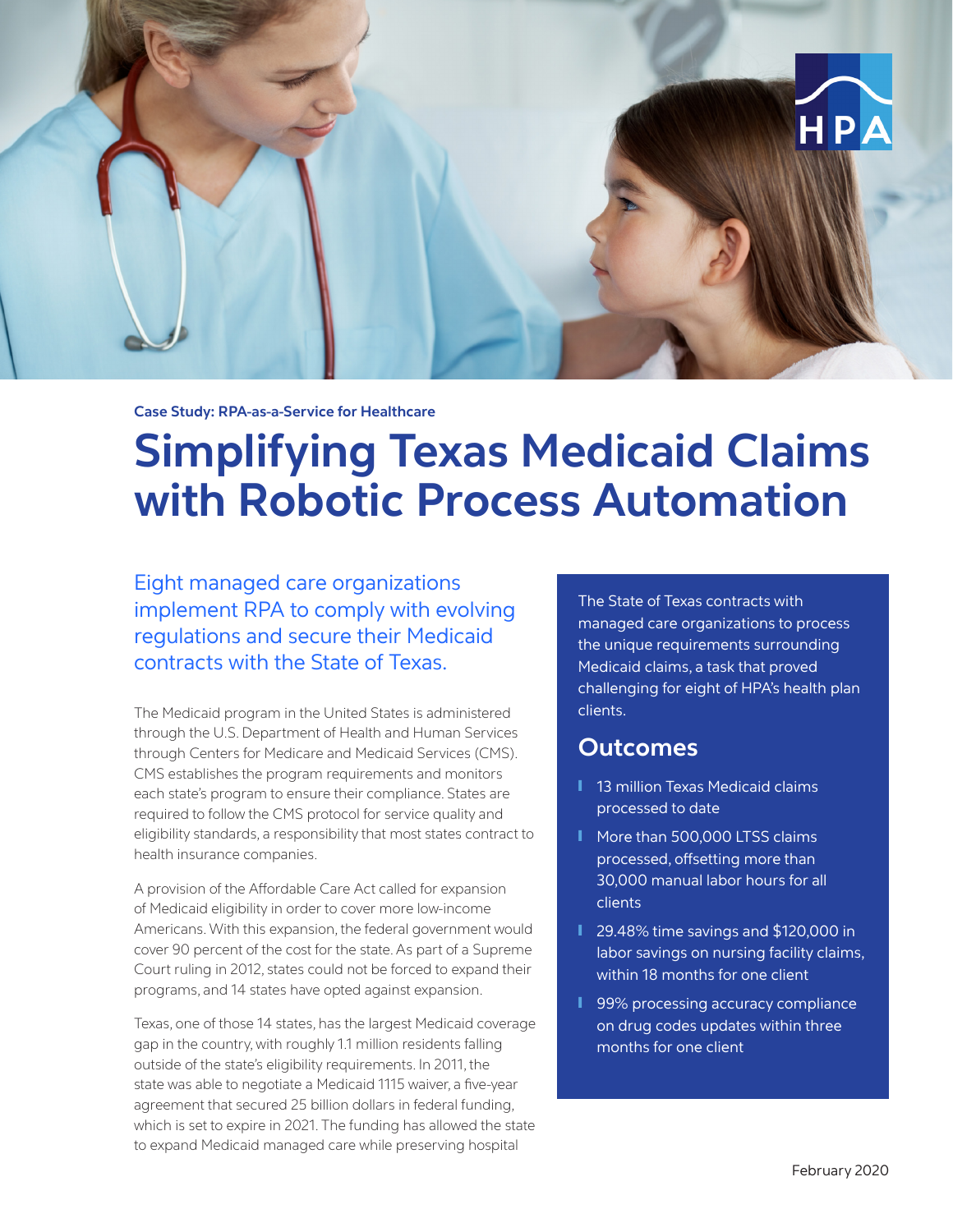Case Study: RPA-as-a-Service for Healthcare

# Simplifying Texas Medicaid Claims with Robotic Process Automation

## Eight managed care organizations implement RPA to comply with evolving regulations and secure their Medicaid contracts with the State of Texas.

The Medicaid program in the United States is administered through the U.S. Department of Health and Human Services through Centers for Medicare and Medicaid Services (CMS). CMS establishes the program requirements and monitors each state's program to ensure their compliance. States are required to follow the CMS protocol for service quality and eligibility standards, a responsibility that most states contract to health insurance companies.

A provision of the Affordable Care Act called for expansion of Medicaid eligibility in order to cover more low-income Americans. With this expansion, the federal government would cover 90 percent of the cost for the state. As part of a Supreme Court ruling in 2012, states could not be forced to expand their programs, and 14 states have opted against expansion.

Texas, one of those 14 states, has the largest Medicaid coverage gap in the country, with roughly 1.1 million residents falling outside of the state's eligibility requirements. In 2011, the state was able to negotiate a Medicaid 1115 waiver, a five-year agreement that secured 25 billion dollars in federal funding, which is set to expire in 2021. The funding has allowed the state to expand Medicaid managed care while preserving hospital

The State of Texas contracts with managed care organizations to process the unique requirements surrounding Medicaid claims, a task that proved challenging for eight of HPA's health plan clients.

## Outcomes

- 13 million Texas Medicaid claims processed to date
- More than 500,000 LTSS claims processed, offsetting more than 30,000 manual labor hours for all clients
- 29.48% time savings and $120,000 in labor savings on nursing facility claims, within 18 months for one client
- 99% processing accuracy compliance on drug codes updates within three months for one client

February 2020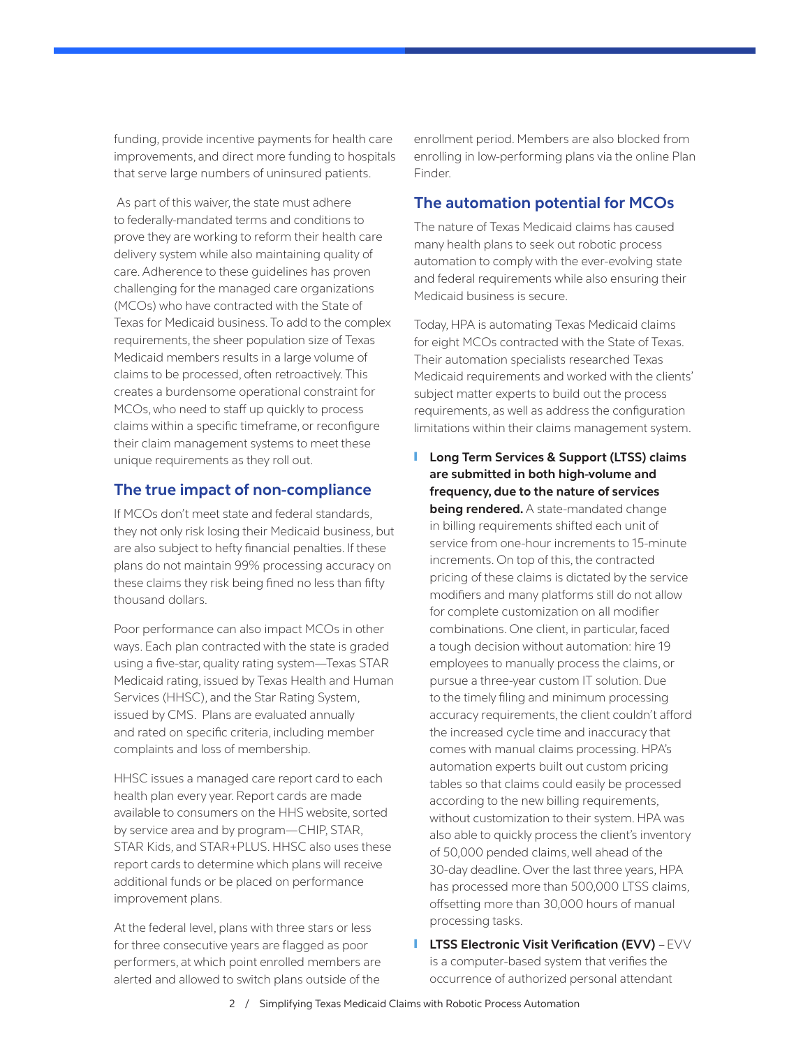funding, provide incentive payments for health care improvements, and direct more funding to hospitals that serve large numbers of uninsured patients.

As part of this waiver, the state must adhere to federally-mandated terms and conditions to prove they are working to reform their health care delivery system while also maintaining quality of care. Adherence to these guidelines has proven challenging for the managed care organizations (MCOs) who have contracted with the State of Texas for Medicaid business. To add to the complex requirements, the sheer population size of Texas Medicaid members results in a large volume of claims to be processed, often retroactively. This creates a burdensome operational constraint for MCOs, who need to staff up quickly to process claims within a specific timeframe, or reconfigure their claim management systems to meet these unique requirements as they roll out.

## The true impact of non-compliance

If MCOs don't meet state and federal standards, they not only risk losing their Medicaid business, but are also subject to hefty financial penalties. If these plans do not maintain 99% processing accuracy on these claims they risk being fined no less than fifty thousand dollars.

Poor performance can also impact MCOs in other ways. Each plan contracted with the state is graded using a five-star, quality rating system—Texas STAR Medicaid rating, issued by Texas Health and Human Services (HHSC), and the Star Rating System, issued by CMS. Plans are evaluated annually and rated on specific criteria, including member complaints and loss of membership.

HHSC issues a managed care report card to each health plan every year. Report cards are made available to consumers on the HHS website, sorted by service area and by program—CHIP, STAR, STAR Kids, and STAR+PLUS. HHSC also uses these report cards to determine which plans will receive additional funds or be placed on performance improvement plans.

At the federal level, plans with three stars or less for three consecutive years are flagged as poor performers, at which point enrolled members are alerted and allowed to switch plans outside of the enrollment period. Members are also blocked from enrolling in low-performing plans via the online Plan Finder.

## The automation potential for MCOs

The nature of Texas Medicaid claims has caused many health plans to seek out robotic process automation to comply with the ever-evolving state and federal requirements while also ensuring their Medicaid business is secure.

Today, HPA is automating Texas Medicaid claims for eight MCOs contracted with the State of Texas. Their automation specialists researched Texas Medicaid requirements and worked with the clients' subject matter experts to build out the process requirements, as well as address the configuration limitations within their claims management system.

- **Long Term Services & Support (LTSS) claims are submitted in both high-volume and frequency, due to the nature of services being rendered.** A state-mandated change in billing requirements shifted each unit of service from one-hour increments to 15-minute increments. On top of this, the contracted pricing of these claims is dictated by the service modifiers and many platforms still do not allow for complete customization on all modifier combinations. One client, in particular, faced a tough decision without automation: hire 19 employees to manually process the claims, or pursue a three-year custom IT solution. Due to the timely filing and minimum processing accuracy requirements, the client couldn't afford the increased cycle time and inaccuracy that comes with manual claims processing. HPA's automation experts built out custom pricing tables so that claims could easily be processed according to the new billing requirements, without customization to their system. HPA was also able to quickly process the client's inventory of 50,000 pended claims, well ahead of the 30-day deadline. Over the last three years, HPA has processed more than 500,000 LTSS claims, offsetting more than 30,000 hours of manual processing tasks.
- **LTSS Electronic Visit Verification (EVV)** – EVV is a computer-based system that verifies the occurrence of authorized personal attendant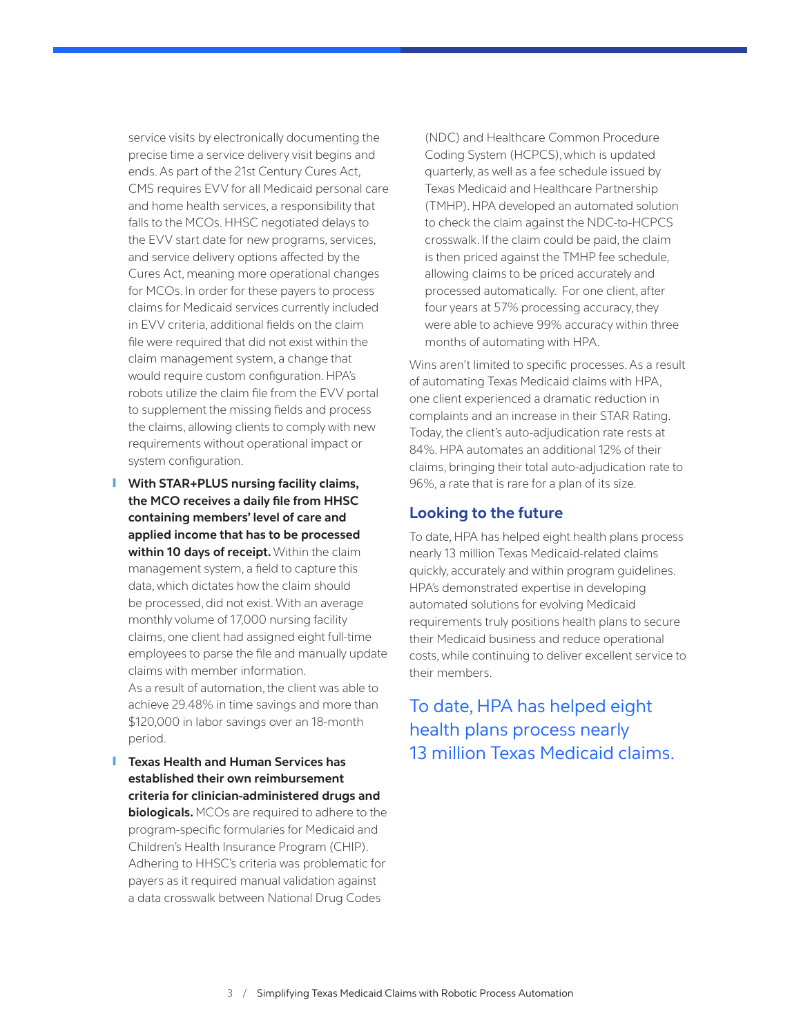service visits by electronically documenting the precise time a service delivery visit begins and ends. As part of the 21st Century Cures Act, CMS requires EVV for all Medicaid personal care and home health services, a responsibility that falls to the MCOs. HHSC negotiated delays to the EVV start date for new programs, services, and service delivery options affected by the Cures Act, meaning more operational changes for MCOs. In order for these payers to process claims for Medicaid services currently included in EVV criteria, additional fields on the claim file were required that did not exist within the claim management system, a change that would require custom configuration. HPA's robots utilize the claim file from the EVV portal to supplement the missing fields and process the claims, allowing clients to comply with new requirements without operational impact or system configuration.

- **With STAR+PLUS nursing facility claims, the MCO receives a daily file from HHSC containing members' level of care and applied income that has to be processed within 10 days of receipt.** Within the claim management system, a field to capture this data, which dictates how the claim should be processed, did not exist. With an average monthly volume of 17,000 nursing facility claims, one client had assigned eight full-time employees to parse the file and manually update claims with member information.
  As a result of automation, the client was able to achieve 29.48% in time savings and more than $120,000 in labor savings over an 18-month period.
- **Texas Health and Human Services has established their own reimbursement criteria for clinician-administered drugs and biologicals.** MCOs are required to adhere to the program-specific formularies for Medicaid and Children's Health Insurance Program (CHIP). Adhering to HHSC's criteria was problematic for payers as it required manual validation against a data crosswalk between National Drug Codes (NDC) and Healthcare Common Procedure Coding System (HCPCS), which is updated quarterly, as well as a fee schedule issued by Texas Medicaid and Healthcare Partnership (TMHP). HPA developed an automated solution to check the claim against the NDC-to-HCPCS crosswalk. If the claim could be paid, the claim is then priced against the TMHP fee schedule, allowing claims to be priced accurately and processed automatically. For one client, after four years at 57% processing accuracy, they were able to achieve 99% accuracy within three months of automating with HPA.

Wins aren't limited to specific processes. As a result of automating Texas Medicaid claims with HPA, one client experienced a dramatic reduction in complaints and an increase in their STAR Rating. Today, the client's auto-adjudication rate rests at 84%. HPA automates an additional 12% of their claims, bringing their total auto-adjudication rate to 96%, a rate that is rare for a plan of its size.

## Looking to the future

To date, HPA has helped eight health plans process nearly 13 million Texas Medicaid-related claims quickly, accurately and within program guidelines. HPA's demonstrated expertise in developing automated solutions for evolving Medicaid requirements truly positions health plans to secure their Medicaid business and reduce operational costs, while continuing to deliver excellent service to their members.

To date, HPA has helped eight health plans process nearly 13 million Texas Medicaid claims.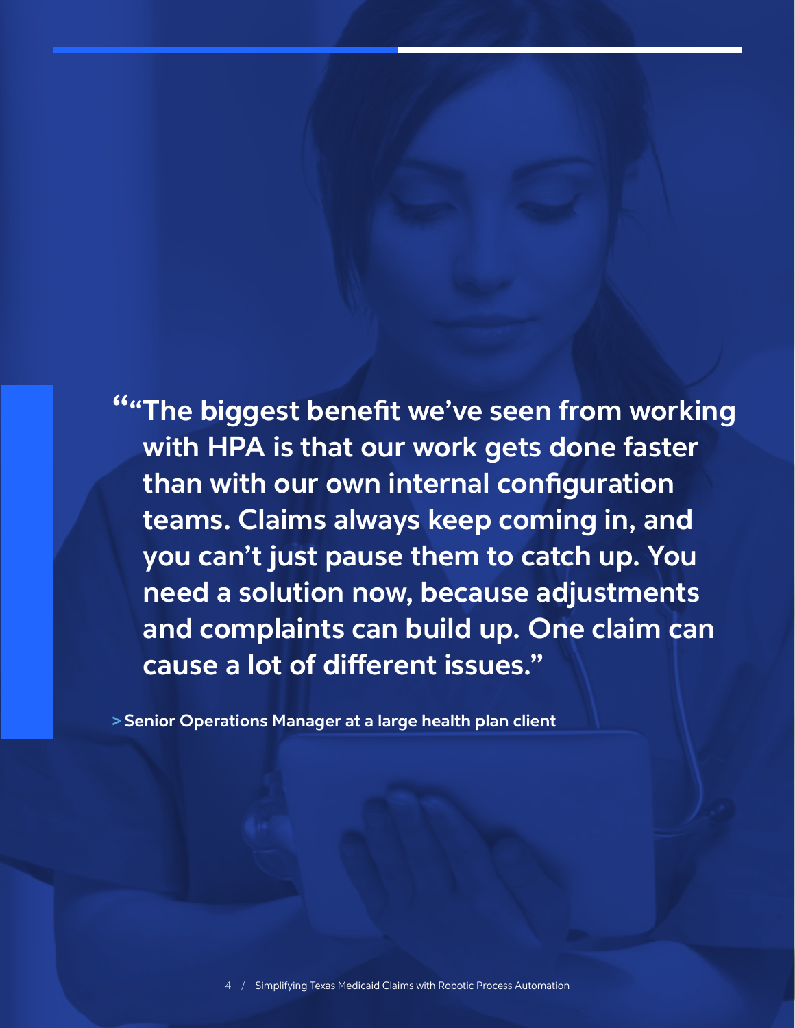> **“The biggest benefit we’ve seen from working with HPA is that our work gets done faster than with our own internal configuration teams. Claims always keep coming in, and you can’t just pause them to catch up. You need a solution now, because adjustments and complaints can build up. One claim can cause a lot of different issues.”**

**> Senior Operations Manager at a large health plan client**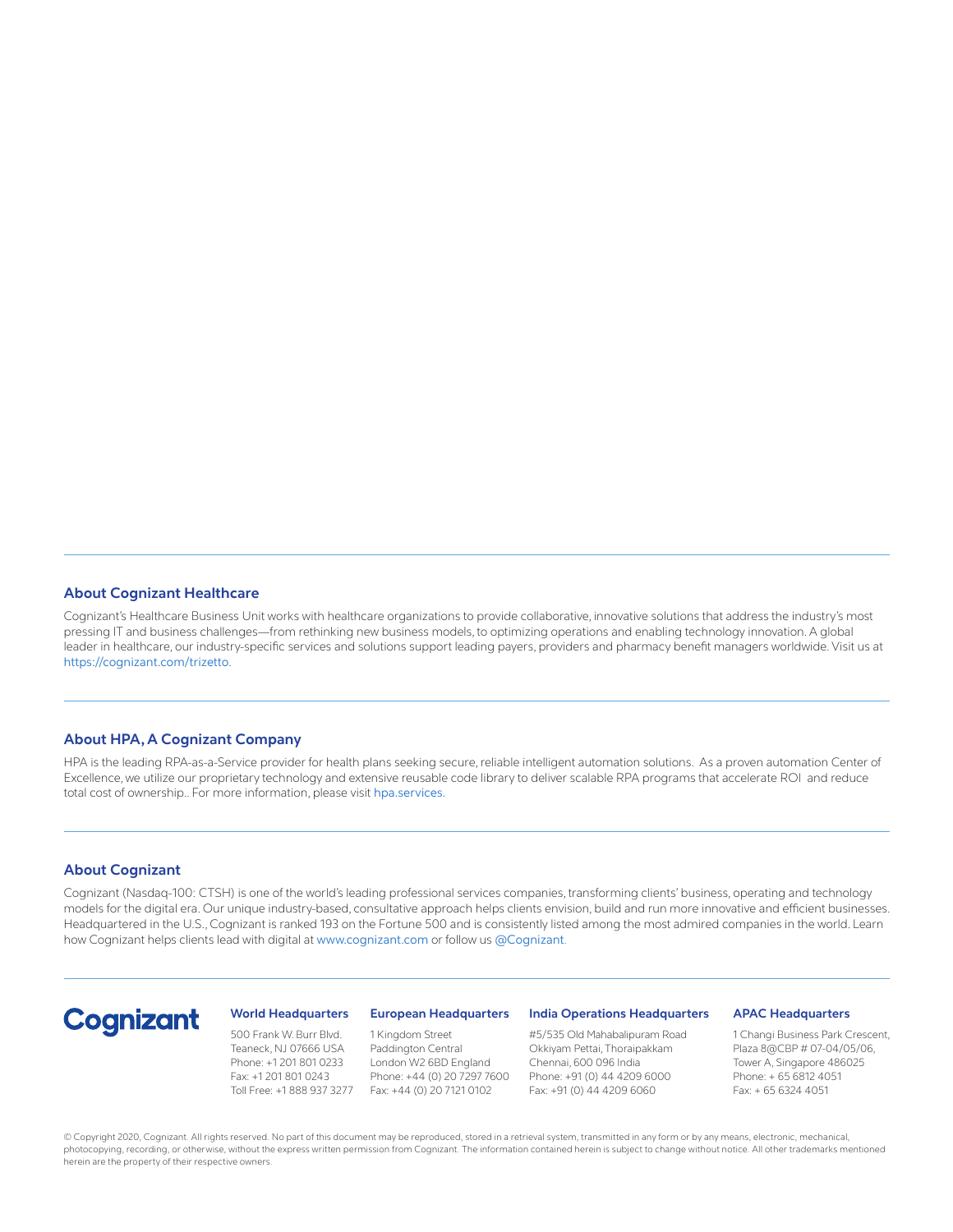## About Cognizant Healthcare

Cognizant's Healthcare Business Unit works with healthcare organizations to provide collaborative, innovative solutions that address the industry's most pressing IT and business challenges—from rethinking new business models, to optimizing operations and enabling technology innovation. A global leader in healthcare, our industry-specific services and solutions support leading payers, providers and pharmacy benefit managers worldwide. Visit us at https://cognizant.com/trizetto.

## About HPA, A Cognizant Company

HPA is the leading RPA-as-a-Service provider for health plans seeking secure, reliable intelligent automation solutions. As a proven automation Center of Excellence, we utilize our proprietary technology and extensive reusable code library to deliver scalable RPA programs that accelerate ROI and reduce total cost of ownership.. For more information, please visit hpa.services.

## About Cognizant

Cognizant (Nasdaq-100: CTSH) is one of the world's leading professional services companies, transforming clients' business, operating and technology models for the digital era. Our unique industry-based, consultative approach helps clients envision, build and run more innovative and efficient businesses. Headquartered in the U.S., Cognizant is ranked 193 on the Fortune 500 and is consistently listed among the most admired companies in the world. Learn how Cognizant helps clients lead with digital at www.cognizant.com or follow us @Cognizant.

**Cognizant**

**World Headquarters**
500 Frank W. Burr Blvd.
Teaneck, NJ 07666 USA
Phone: +1 201 801 0233
Fax: +1 201 801 0243
Toll Free: +1 888 937 3277

**European Headquarters**
1 Kingdom Street
Paddington Central
London W2 6BD England
Phone: +44 (0) 20 7297 7600
Fax: +44 (0) 20 7121 0102

**India Operations Headquarters**
#5/535 Old Mahabalipuram Road
Okkiyam Pettai, Thoraipakkam
Chennai, 600 096 India
Phone: +91 (0) 44 4209 6000
Fax: +91 (0) 44 4209 6060

**APAC Headquarters**
1 Changi Business Park Crescent,
Plaza 8@CBP # 07-04/05/06,
Tower A, Singapore 486025
Phone: + 65 6812 4051
Fax: + 65 6324 4051

© Copyright 2020, Cognizant. All rights reserved. No part of this document may be reproduced, stored in a retrieval system, transmitted in any form or by any means, electronic, mechanical, photocopying, recording, or otherwise, without the express written permission from Cognizant. The information contained herein is subject to change without notice. All other trademarks mentioned herein are the property of their respective owners.